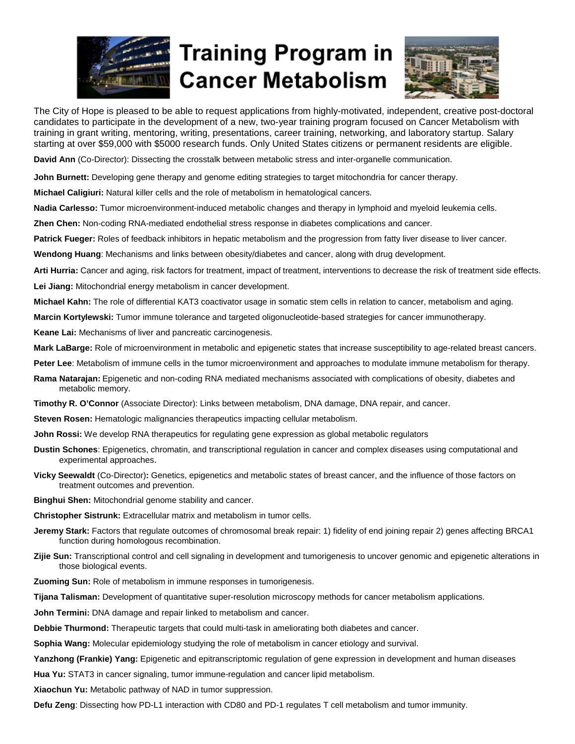# Training Program in Cancer Metabolism

The City of Hope is pleased to be able to request applications from highly-motivated, independent, creative post-doctoral candidates to participate in the development of a new, two-year training program focused on Cancer Metabolism with training in grant writing, mentoring, writing, presentations, career training, networking, and laboratory startup. Salary starting at over $59,000 with $5000 research funds. Only United States citizens or permanent residents are eligible.

**David Ann** (Co-Director): Dissecting the crosstalk between metabolic stress and inter-organelle communication.

**John Burnett:** Developing gene therapy and genome editing strategies to target mitochondria for cancer therapy.

**Michael Caligiuri:** Natural killer cells and the role of metabolism in hematological cancers.

**Nadia Carlesso:** Tumor microenvironment-induced metabolic changes and therapy in lymphoid and myeloid leukemia cells.

**Zhen Chen:** Non-coding RNA-mediated endothelial stress response in diabetes complications and cancer.

**Patrick Fueger:** Roles of feedback inhibitors in hepatic metabolism and the progression from fatty liver disease to liver cancer.

**Wendong Huang**: Mechanisms and links between obesity/diabetes and cancer, along with drug development.

**Arti Hurria:** Cancer and aging, risk factors for treatment, impact of treatment, interventions to decrease the risk of treatment side effects.

**Lei Jiang:** Mitochondrial energy metabolism in cancer development.

**Michael Kahn:** The role of differential KAT3 coactivator usage in somatic stem cells in relation to cancer, metabolism and aging.

**Marcin Kortylewski:** Tumor immune tolerance and targeted oligonucleotide-based strategies for cancer immunotherapy.

**Keane Lai:** Mechanisms of liver and pancreatic carcinogenesis.

**Mark LaBarge:** Role of microenvironment in metabolic and epigenetic states that increase susceptibility to age-related breast cancers.

**Peter Lee**: Metabolism of immune cells in the tumor microenvironment and approaches to modulate immune metabolism for therapy.

**Rama Natarajan:** Epigenetic and non-coding RNA mediated mechanisms associated with complications of obesity, diabetes and metabolic memory.

**Timothy R. O'Connor** (Associate Director): Links between metabolism, DNA damage, DNA repair, and cancer.

**Steven Rosen:** Hematologic malignancies therapeutics impacting cellular metabolism.

**John Rossi:** We develop RNA therapeutics for regulating gene expression as global metabolic regulators

**Dustin Schones**: Epigenetics, chromatin, and transcriptional regulation in cancer and complex diseases using computational and experimental approaches.

**Vicky Seewaldt** (Co-Director)**:** Genetics, epigenetics and metabolic states of breast cancer, and the influence of those factors on treatment outcomes and prevention.

**Binghui Shen:** Mitochondrial genome stability and cancer.

**Christopher Sistrunk:** Extracellular matrix and metabolism in tumor cells.

**Jeremy Stark:** Factors that regulate outcomes of chromosomal break repair: 1) fidelity of end joining repair 2) genes affecting BRCA1 function during homologous recombination.

**Zijie Sun:** Transcriptional control and cell signaling in development and tumorigenesis to uncover genomic and epigenetic alterations in those biological events.

**Zuoming Sun:** Role of metabolism in immune responses in tumorigenesis.

**Tijana Talisman:** Development of quantitative super-resolution microscopy methods for cancer metabolism applications.

**John Termini:** DNA damage and repair linked to metabolism and cancer.

**Debbie Thurmond:** Therapeutic targets that could multi-task in ameliorating both diabetes and cancer.

**Sophia Wang:** Molecular epidemiology studying the role of metabolism in cancer etiology and survival.

**Yanzhong (Frankie) Yang:** Epigenetic and epitranscriptomic regulation of gene expression in development and human diseases

**Hua Yu:** STAT3 in cancer signaling, tumor immune-regulation and cancer lipid metabolism.

**Xiaochun Yu:** Metabolic pathway of NAD in tumor suppression.

**Defu Zeng**: Dissecting how PD-L1 interaction with CD80 and PD-1 regulates T cell metabolism and tumor immunity.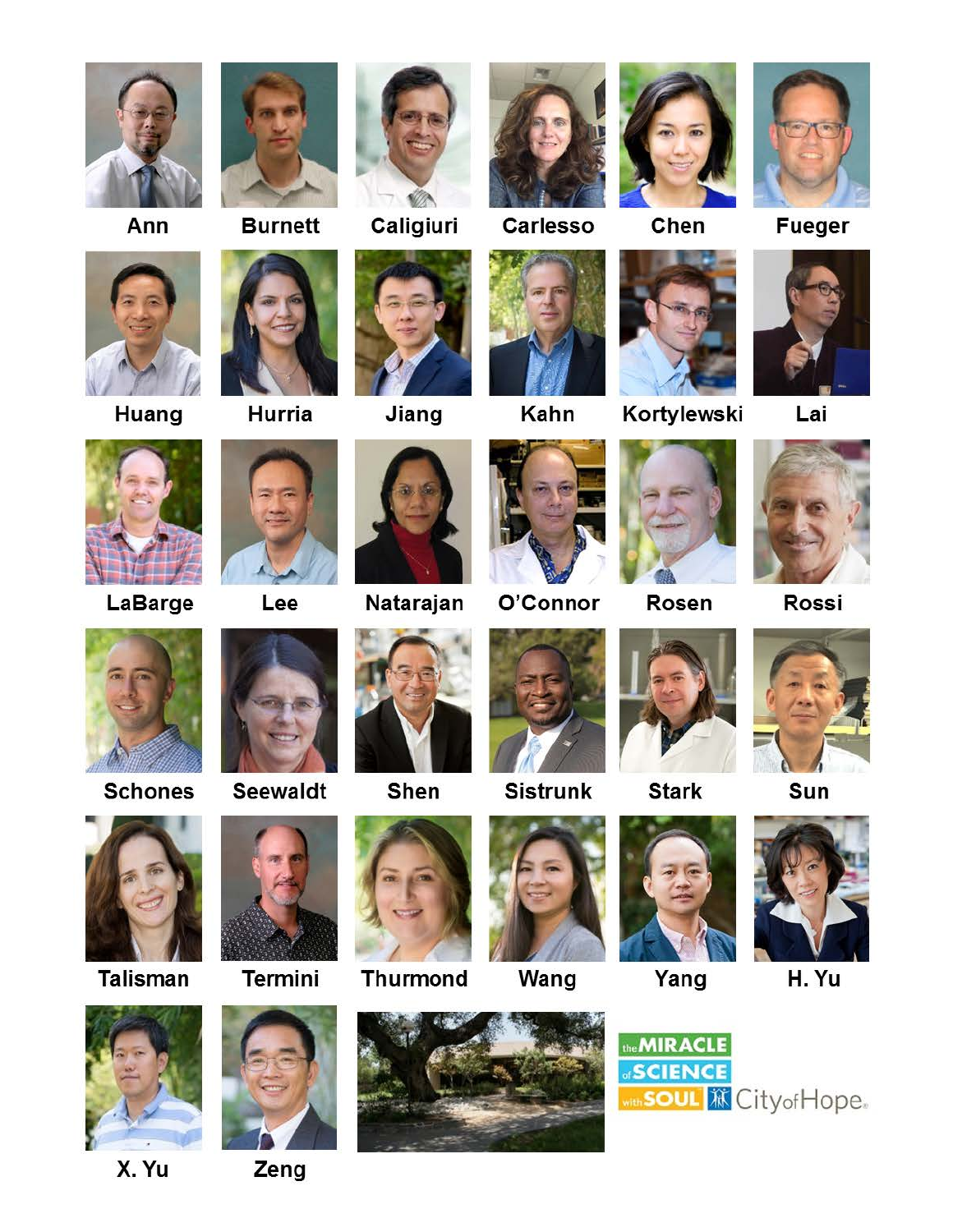Ann Burnett Caligiuri Carlesso Chen Fueger

Huang Hurria Jiang Kahn Kortylewski Lai

LaBarge Lee Natarajan O'Connor Rosen Rossi

Schones Seewaldt Shen Sistrunk Stark Sun

Talisman Termini Thurmond Wang Yang H. Yu

X. Yu Zeng

the MIRACLE of SCIENCE with SOUL City of Hope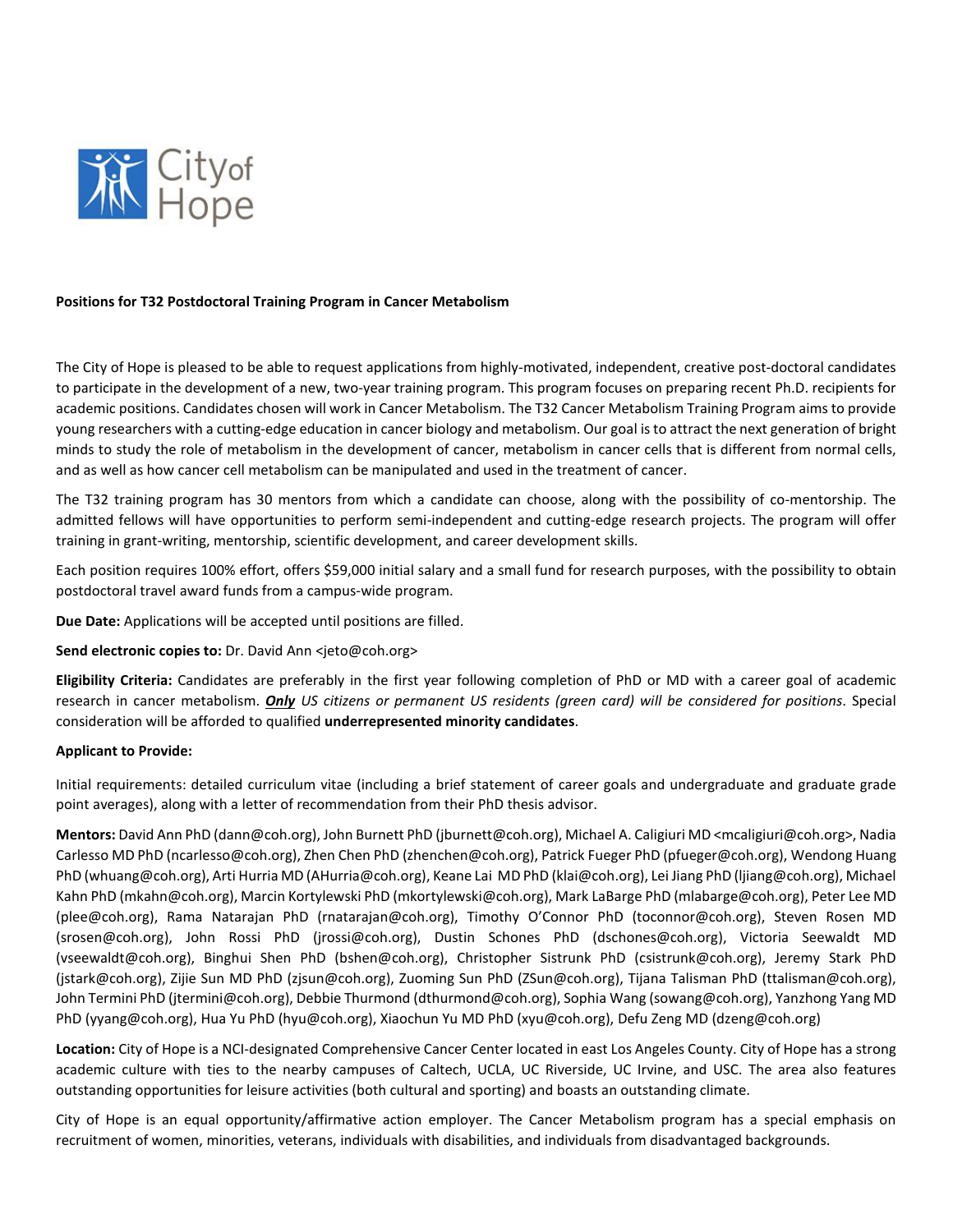**Positions for T32 Postdoctoral Training Program in Cancer Metabolism**

The City of Hope is pleased to be able to request applications from highly-motivated, independent, creative post-doctoral candidates to participate in the development of a new, two-year training program. This program focuses on preparing recent Ph.D. recipients for academic positions. Candidates chosen will work in Cancer Metabolism. The T32 Cancer Metabolism Training Program aims to provide young researchers with a cutting-edge education in cancer biology and metabolism. Our goal is to attract the next generation of bright minds to study the role of metabolism in the development of cancer, metabolism in cancer cells that is different from normal cells, and as well as how cancer cell metabolism can be manipulated and used in the treatment of cancer.

The T32 training program has 30 mentors from which a candidate can choose, along with the possibility of co-mentorship. The admitted fellows will have opportunities to perform semi-independent and cutting-edge research projects. The program will offer training in grant-writing, mentorship, scientific development, and career development skills.

Each position requires 100% effort, offers $59,000 initial salary and a small fund for research purposes, with the possibility to obtain postdoctoral travel award funds from a campus-wide program.

**Due Date:** Applications will be accepted until positions are filled.

**Send electronic copies to:** Dr. David Ann <jeto@coh.org>

**Eligibility Criteria:** Candidates are preferably in the first year following completion of PhD or MD with a career goal of academic research in cancer metabolism. ***Only*** *US citizens or permanent US residents (green card) will be considered for positions*. Special consideration will be afforded to qualified **underrepresented minority candidates**.

**Applicant to Provide:**

Initial requirements: detailed curriculum vitae (including a brief statement of career goals and undergraduate and graduate grade point averages), along with a letter of recommendation from their PhD thesis advisor.

**Mentors:** David Ann PhD (dann@coh.org), John Burnett PhD (jburnett@coh.org), Michael A. Caligiuri MD <mcaligiuri@coh.org>, Nadia Carlesso MD PhD (ncarlesso@coh.org), Zhen Chen PhD (zhenchen@coh.org), Patrick Fueger PhD (pfueger@coh.org), Wendong Huang PhD (whuang@coh.org), Arti Hurria MD (AHurria@coh.org), Keane Lai MD PhD (klai@coh.org), Lei Jiang PhD (ljiang@coh.org), Michael Kahn PhD (mkahn@coh.org), Marcin Kortylewski PhD (mkortylewski@coh.org), Mark LaBarge PhD (mlabarge@coh.org), Peter Lee MD (plee@coh.org), Rama Natarajan PhD (rnatarajan@coh.org), Timothy O'Connor PhD (toconnor@coh.org), Steven Rosen MD (srosen@coh.org), John Rossi PhD (jrossi@coh.org), Dustin Schones PhD (dschones@coh.org), Victoria Seewaldt MD (vseewaldt@coh.org), Binghui Shen PhD (bshen@coh.org), Christopher Sistrunk PhD (csistrunk@coh.org), Jeremy Stark PhD (jstark@coh.org), Zijie Sun MD PhD (zjsun@coh.org), Zuoming Sun PhD (ZSun@coh.org), Tijana Talisman PhD (ttalisman@coh.org), John Termini PhD (jtermini@coh.org), Debbie Thurmond (dthurmond@coh.org), Sophia Wang (sowang@coh.org), Yanzhong Yang MD PhD (yyang@coh.org), Hua Yu PhD (hyu@coh.org), Xiaochun Yu MD PhD (xyu@coh.org), Defu Zeng MD (dzeng@coh.org)

**Location:** City of Hope is a NCI-designated Comprehensive Cancer Center located in east Los Angeles County. City of Hope has a strong academic culture with ties to the nearby campuses of Caltech, UCLA, UC Riverside, UC Irvine, and USC. The area also features outstanding opportunities for leisure activities (both cultural and sporting) and boasts an outstanding climate.

City of Hope is an equal opportunity/affirmative action employer. The Cancer Metabolism program has a special emphasis on recruitment of women, minorities, veterans, individuals with disabilities, and individuals from disadvantaged backgrounds.